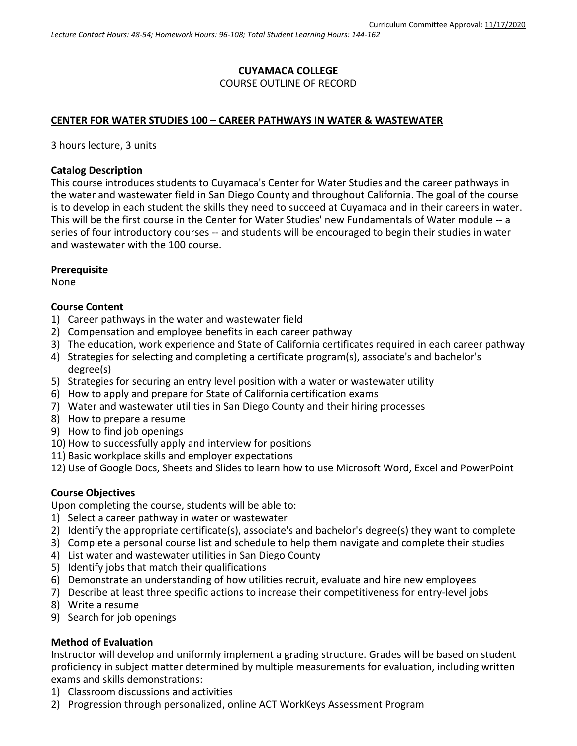Curriculum Committee Approval: 11/17/2020

*Lecture Contact Hours: 48-54; Homework Hours: 96-108; Total Student Learning Hours: 144-162*

**CUYAMACA COLLEGE**
COURSE OUTLINE OF RECORD

## CENTER FOR WATER STUDIES 100 – CAREER PATHWAYS IN WATER & WASTEWATER

3 hours lecture, 3 units

### Catalog Description

This course introduces students to Cuyamaca's Center for Water Studies and the career pathways in the water and wastewater field in San Diego County and throughout California. The goal of the course is to develop in each student the skills they need to succeed at Cuyamaca and in their careers in water. This will be the first course in the Center for Water Studies' new Fundamentals of Water module -- a series of four introductory courses -- and students will be encouraged to begin their studies in water and wastewater with the 100 course.

### Prerequisite

None

### Course Content

1) Career pathways in the water and wastewater field
2) Compensation and employee benefits in each career pathway
3) The education, work experience and State of California certificates required in each career pathway
4) Strategies for selecting and completing a certificate program(s), associate's and bachelor's degree(s)
5) Strategies for securing an entry level position with a water or wastewater utility
6) How to apply and prepare for State of California certification exams
7) Water and wastewater utilities in San Diego County and their hiring processes
8) How to prepare a resume
9) How to find job openings
10) How to successfully apply and interview for positions
11) Basic workplace skills and employer expectations
12) Use of Google Docs, Sheets and Slides to learn how to use Microsoft Word, Excel and PowerPoint

### Course Objectives

Upon completing the course, students will be able to:

1) Select a career pathway in water or wastewater
2) Identify the appropriate certificate(s), associate's and bachelor's degree(s) they want to complete
3) Complete a personal course list and schedule to help them navigate and complete their studies
4) List water and wastewater utilities in San Diego County
5) Identify jobs that match their qualifications
6) Demonstrate an understanding of how utilities recruit, evaluate and hire new employees
7) Describe at least three specific actions to increase their competitiveness for entry-level jobs
8) Write a resume
9) Search for job openings

### Method of Evaluation

Instructor will develop and uniformly implement a grading structure. Grades will be based on student proficiency in subject matter determined by multiple measurements for evaluation, including written exams and skills demonstrations:

1) Classroom discussions and activities
2) Progression through personalized, online ACT WorkKeys Assessment Program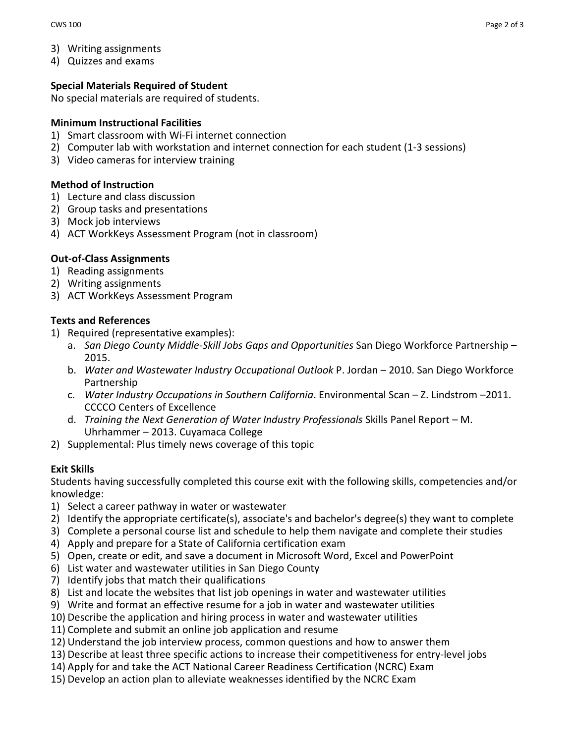3) Writing assignments
4) Quizzes and exams

**Special Materials Required of Student**

No special materials are required of students.

**Minimum Instructional Facilities**

1) Smart classroom with Wi-Fi internet connection
2) Computer lab with workstation and internet connection for each student (1-3 sessions)
3) Video cameras for interview training

**Method of Instruction**

1) Lecture and class discussion
2) Group tasks and presentations
3) Mock job interviews
4) ACT WorkKeys Assessment Program (not in classroom)

**Out-of-Class Assignments**

1) Reading assignments
2) Writing assignments
3) ACT WorkKeys Assessment Program

**Texts and References**

1) Required (representative examples):
   a. *San Diego County Middle-Skill Jobs Gaps and Opportunities* San Diego Workforce Partnership – 2015.
   b. *Water and Wastewater Industry Occupational Outlook* P. Jordan – 2010. San Diego Workforce Partnership
   c. *Water Industry Occupations in Southern California*. Environmental Scan – Z. Lindstrom –2011. CCCCO Centers of Excellence
   d. *Training the Next Generation of Water Industry Professionals* Skills Panel Report – M. Uhrhammer – 2013. Cuyamaca College
2) Supplemental: Plus timely news coverage of this topic

**Exit Skills**

Students having successfully completed this course exit with the following skills, competencies and/or knowledge:

1) Select a career pathway in water or wastewater
2) Identify the appropriate certificate(s), associate's and bachelor's degree(s) they want to complete
3) Complete a personal course list and schedule to help them navigate and complete their studies
4) Apply and prepare for a State of California certification exam
5) Open, create or edit, and save a document in Microsoft Word, Excel and PowerPoint
6) List water and wastewater utilities in San Diego County
7) Identify jobs that match their qualifications
8) List and locate the websites that list job openings in water and wastewater utilities
9) Write and format an effective resume for a job in water and wastewater utilities
10) Describe the application and hiring process in water and wastewater utilities
11) Complete and submit an online job application and resume
12) Understand the job interview process, common questions and how to answer them
13) Describe at least three specific actions to increase their competitiveness for entry-level jobs
14) Apply for and take the ACT National Career Readiness Certification (NCRC) Exam
15) Develop an action plan to alleviate weaknesses identified by the NCRC Exam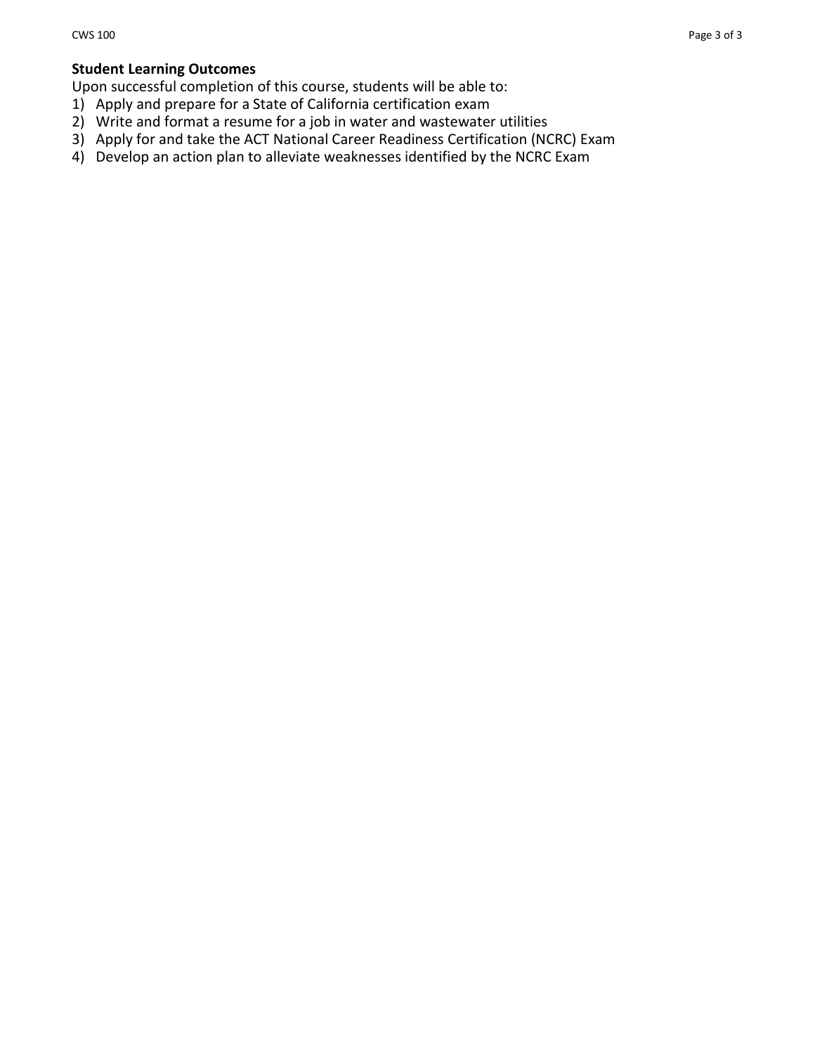**Student Learning Outcomes**

Upon successful completion of this course, students will be able to:

1) Apply and prepare for a State of California certification exam
2) Write and format a resume for a job in water and wastewater utilities
3) Apply for and take the ACT National Career Readiness Certification (NCRC) Exam
4) Develop an action plan to alleviate weaknesses identified by the NCRC Exam